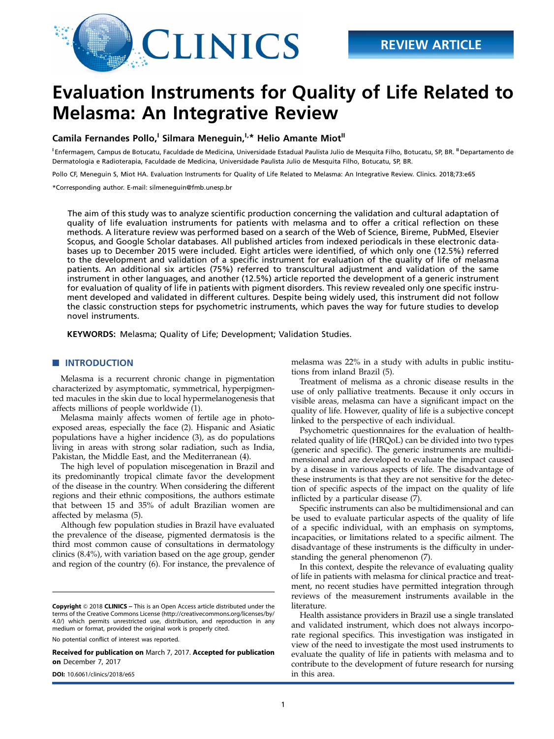# Evaluation Instruments for Quality of Life Related to Melasma: An Integrative Review

**Camila Fernandes Pollo,[I] Silmara Meneguin,[I,*] Helio Amante Miot[II]**

[I] Enfermagem, Campus de Botucatu, Faculdade de Medicina, Universidade Estadual Paulista Julio de Mesquita Filho, Botucatu, SP, BR. [II] Departamento de Dermatologia e Radioterapia, Faculdade de Medicina, Universidade Paulista Julio de Mesquita Filho, Botucatu, SP, BR.

Pollo CF, Meneguin S, Miot HA. Evaluation Instruments for Quality of Life Related to Melasma: An Integrative Review. Clinics. 2018;73:e65

*Corresponding author. E-mail: silmeneguin@fmb.unesp.br

The aim of this study was to analyze scientific production concerning the validation and cultural adaptation of quality of life evaluation instruments for patients with melasma and to offer a critical reflection on these methods. A literature review was performed based on a search of the Web of Science, Bireme, PubMed, Elsevier Scopus, and Google Scholar databases. All published articles from indexed periodicals in these electronic databases up to December 2015 were included. Eight articles were identified, of which only one (12.5%) referred to the development and validation of a specific instrument for evaluation of the quality of life of melasma patients. An additional six articles (75%) referred to transcultural adjustment and validation of the same instrument in other languages, and another (12.5%) article reported the development of a generic instrument for evaluation of quality of life in patients with pigment disorders. This review revealed only one specific instrument developed and validated in different cultures. Despite being widely used, this instrument did not follow the classic construction steps for psychometric instruments, which paves the way for future studies to develop novel instruments.

**KEYWORDS:** Melasma; Quality of Life; Development; Validation Studies.

## INTRODUCTION

Melasma is a recurrent chronic change in pigmentation characterized by asymptomatic, symmetrical, hyperpigmented macules in the skin due to local hypermelanogenesis that affects millions of people worldwide (1).

Melasma mainly affects women of fertile age in photoexposed areas, especially the face (2). Hispanic and Asiatic populations have a higher incidence (3), as do populations living in areas with strong solar radiation, such as India, Pakistan, the Middle East, and the Mediterranean (4).

The high level of population miscegenation in Brazil and its predominantly tropical climate favor the development of the disease in the country. When considering the different regions and their ethnic compositions, the authors estimate that between 15 and 35% of adult Brazilian women are affected by melasma (5).

Although few population studies in Brazil have evaluated the prevalence of the disease, pigmented dermatosis is the third most common cause of consultations in dermatology clinics (8.4%), with variation based on the age group, gender and region of the country (6). For instance, the prevalence of melasma was 22% in a study with adults in public institutions from inland Brazil (5).

Treatment of melisma as a chronic disease results in the use of only palliative treatments. Because it only occurs in visible areas, melasma can have a significant impact on the quality of life. However, quality of life is a subjective concept linked to the perspective of each individual.

Psychometric questionnaires for the evaluation of health-related quality of life (HRQoL) can be divided into two types (generic and specific). The generic instruments are multidimensional and are developed to evaluate the impact caused by a disease in various aspects of life. The disadvantage of these instruments is that they are not sensitive for the detection of specific aspects of the impact on the quality of life inflicted by a particular disease (7).

Specific instruments can also be multidimensional and can be used to evaluate particular aspects of the quality of life of a specific individual, with an emphasis on symptoms, incapacities, or limitations related to a specific ailment. The disadvantage of these instruments is the difficulty in understanding the general phenomenon (7).

In this context, despite the relevance of evaluating quality of life in patients with melasma for clinical practice and treatment, no recent studies have permitted integration through reviews of the measurement instruments available in the literature.

Health assistance providers in Brazil use a single translated and validated instrument, which does not always incorporate regional specifics. This investigation was instigated in view of the need to investigate the most used instruments to evaluate the quality of life in patients with melasma and to contribute to the development of future research for nursing in this area.

**Copyright** © 2018 **CLINICS** – This is an Open Access article distributed under the terms of the Creative Commons License (http://creativecommons.org/licenses/by/4.0/) which permits unrestricted use, distribution, and reproduction in any medium or format, provided the original work is properly cited.

No potential conflict of interest was reported.

**Received for publication on** March 7, 2017. **Accepted for publication on** December 7, 2017

**DOI:** 10.6061/clinics/2018/e65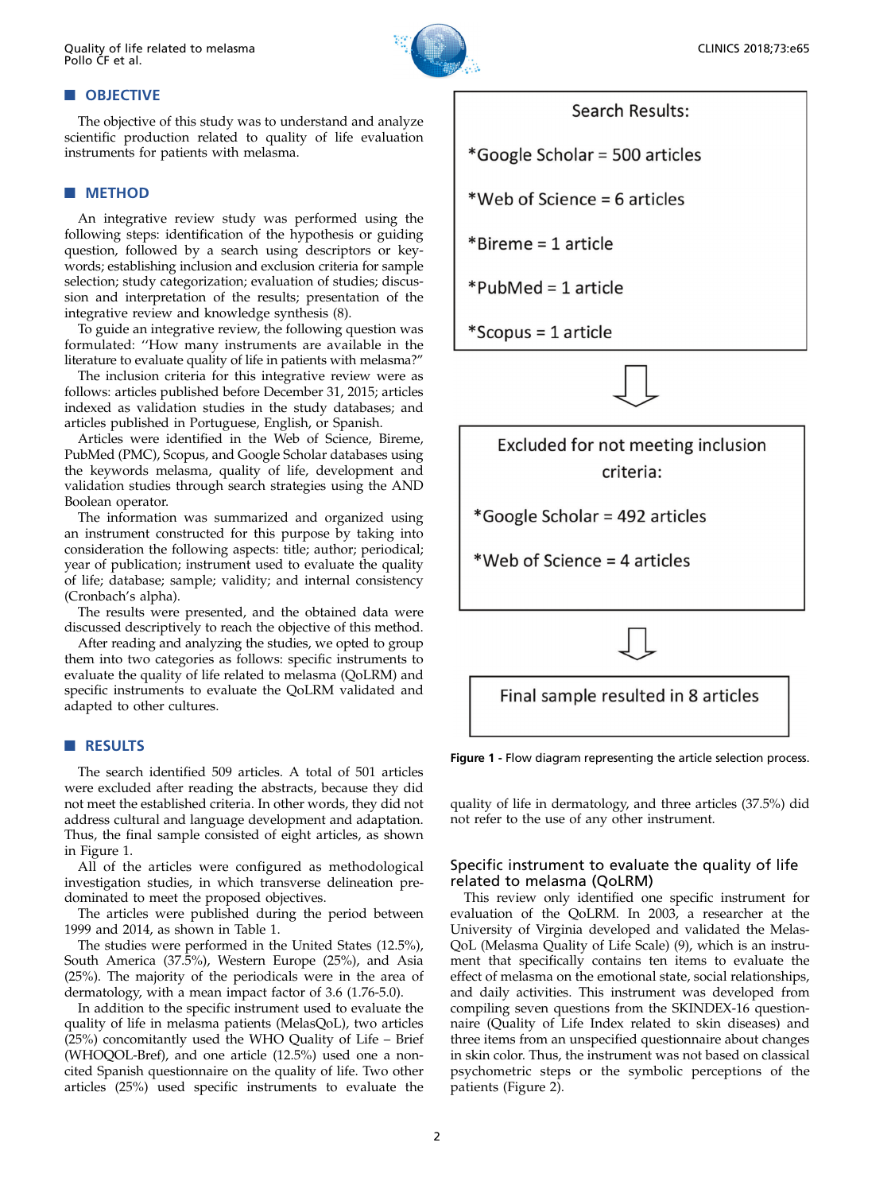## OBJECTIVE

The objective of this study was to understand and analyze scientific production related to quality of life evaluation instruments for patients with melasma.

## METHOD

An integrative review study was performed using the following steps: identification of the hypothesis or guiding question, followed by a search using descriptors or keywords; establishing inclusion and exclusion criteria for sample selection; study categorization; evaluation of studies; discussion and interpretation of the results; presentation of the integrative review and knowledge synthesis (8).

To guide an integrative review, the following question was formulated: "How many instruments are available in the literature to evaluate quality of life in patients with melasma?"

The inclusion criteria for this integrative review were as follows: articles published before December 31, 2015; articles indexed as validation studies in the study databases; and articles published in Portuguese, English, or Spanish.

Articles were identified in the Web of Science, Bireme, PubMed (PMC), Scopus, and Google Scholar databases using the keywords melasma, quality of life, development and validation studies through search strategies using the AND Boolean operator.

The information was summarized and organized using an instrument constructed for this purpose by taking into consideration the following aspects: title; author; periodical; year of publication; instrument used to evaluate the quality of life; database; sample; validity; and internal consistency (Cronbach's alpha).

The results were presented, and the obtained data were discussed descriptively to reach the objective of this method.

After reading and analyzing the studies, we opted to group them into two categories as follows: specific instruments to evaluate the quality of life related to melasma (QoLRM) and specific instruments to evaluate the QoLRM validated and adapted to other cultures.

## RESULTS

The search identified 509 articles. A total of 501 articles were excluded after reading the abstracts, because they did not meet the established criteria. In other words, they did not address cultural and language development and adaptation. Thus, the final sample consisted of eight articles, as shown in Figure 1.

All of the articles were configured as methodological investigation studies, in which transverse delineation predominated to meet the proposed objectives.

The articles were published during the period between 1999 and 2014, as shown in Table 1.

The studies were performed in the United States (12.5%), South America (37.5%), Western Europe (25%), and Asia (25%). The majority of the periodicals were in the area of dermatology, with a mean impact factor of 3.6 (1.76-5.0).

In addition to the specific instrument used to evaluate the quality of life in melasma patients (MelasQoL), two articles (25%) concomitantly used the WHO Quality of Life – Brief (WHOQOL-Bref), and one article (12.5%) used one a non-cited Spanish questionnaire on the quality of life. Two other articles (25%) used specific instruments to evaluate the quality of life in dermatology, and three articles (37.5%) did not refer to the use of any other instrument.

Search Results:

*Google Scholar = 500 articles

*Web of Science = 6 articles

*Bireme = 1 article

*PubMed = 1 article

*Scopus = 1 article

↓

Excluded for not meeting inclusion criteria:

*Google Scholar = 492 articles

*Web of Science = 4 articles

↓

Final sample resulted in 8 articles

**Figure 1 -** Flow diagram representing the article selection process.

### Specific instrument to evaluate the quality of life related to melasma (QoLRM)

This review only identified one specific instrument for evaluation of the QoLRM. In 2003, a researcher at the University of Virginia developed and validated the MelasQoL (Melasma Quality of Life Scale) (9), which is an instrument that specifically contains ten items to evaluate the effect of melasma on the emotional state, social relationships, and daily activities. This instrument was developed from compiling seven questions from the SKINDEX-16 questionnaire (Quality of Life Index related to skin diseases) and three items from an unspecified questionnaire about changes in skin color. Thus, the instrument was not based on classical psychometric steps or the symbolic perceptions of the patients (Figure 2).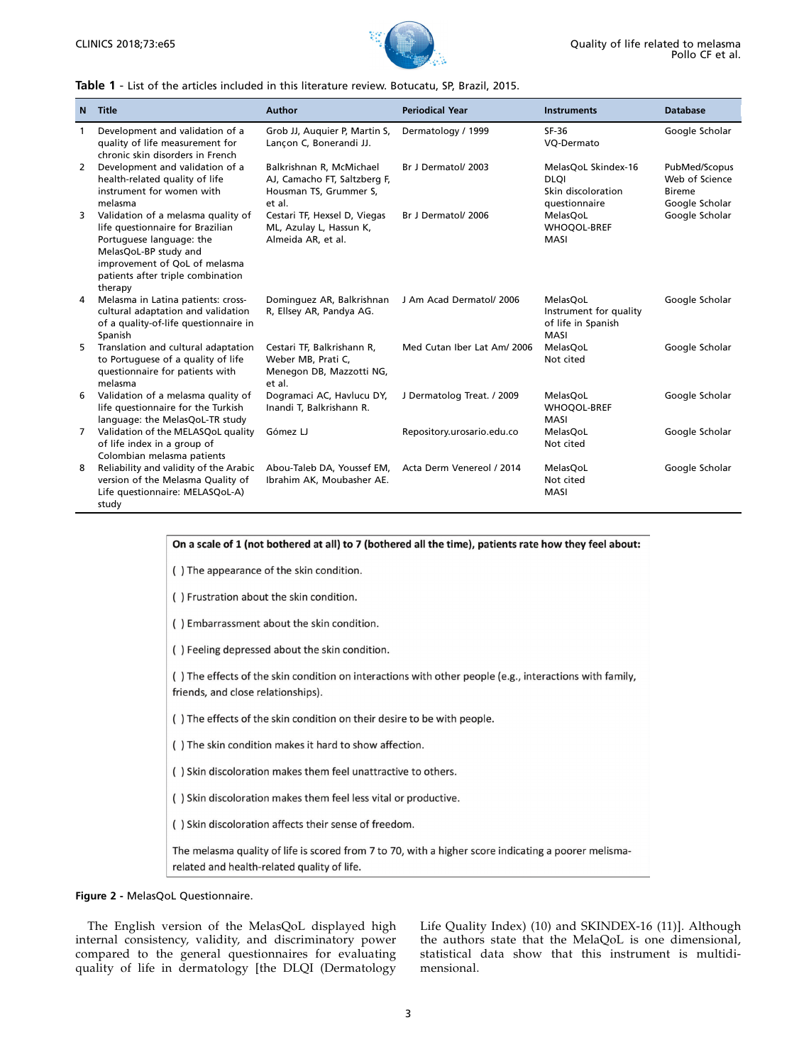**Table 1** - List of the articles included in this literature review. Botucatu, SP, Brazil, 2015.

| N | Title | Author | Periodical Year | Instruments | Database |
|---|---|---|---|---|---|
| 1 | Development and validation of a quality of life measurement for chronic skin disorders in French | Grob JJ, Auquier P, Martin S, Lançon C, Bonerandi JJ. | Dermatology / 1999 | SF-36<br>VQ-Dermato | Google Scholar |
| 2 | Development and validation of a health-related quality of life instrument for women with melasma | Balkrishnan R, McMichael AJ, Camacho FT, Saltzberg F, Housman TS, Grummer S, et al. | Br J Dermatol/ 2003 | MelasQoL Skindex-16<br>DLQI<br>Skin discoloration questionnaire | PubMed/Scopus<br>Web of Science<br>Bireme<br>Google Scholar |
| 3 | Validation of a melasma quality of life questionnaire for Brazilian Portuguese language: the MelasQoL-BP study and improvement of QoL of melasma patients after triple combination therapy | Cestari TF, Hexsel D, Viegas ML, Azulay L, Hassun K, Almeida AR, et al. | Br J Dermatol/ 2006 | MelasQoL<br>WHOQOL-BREF<br>MASI | Google Scholar |
| 4 | Melasma in Latina patients: cross-cultural adaptation and validation of a quality-of-life questionnaire in Spanish | Dominguez AR, Balkrishnan R, Ellsey AR, Pandya AG. | J Am Acad Dermatol/ 2006 | MelasQoL<br>Instrument for quality of life in Spanish<br>MASI | Google Scholar |
| 5 | Translation and cultural adaptation to Portuguese of a quality of life questionnaire for patients with melasma | Cestari TF, Balkrishann R, Weber MB, Prati C, Menegon DB, Mazzotti NG, et al. | Med Cutan Iber Lat Am/ 2006 | MelasQoL<br>Not cited | Google Scholar |
| 6 | Validation of a melasma quality of life questionnaire for the Turkish language: the MelasQoL-TR study | Dogramaci AC, Havlucu DY, Inandi T, Balkrishann R. | J Dermatolog Treat. / 2009 | MelasQoL<br>WHOQOL-BREF<br>MASI | Google Scholar |
| 7 | Validation of the MELASQoL quality of life index in a group of Colombian melasma patients | Gómez LJ | Repository.urosario.edu.co | MelasQoL<br>Not cited | Google Scholar |
| 8 | Reliability and validity of the Arabic version of the Melasma Quality of Life questionnaire: MELASQoL-A) study | Abou-Taleb DA, Youssef EM, Ibrahim AK, Moubasher AE. | Acta Derm Venereol / 2014 | MelasQoL<br>Not cited<br>MASI | Google Scholar |

**On a scale of 1 (not bothered at all) to 7 (bothered all the time), patients rate how they feel about:**

( ) The appearance of the skin condition.

( ) Frustration about the skin condition.

( ) Embarrassment about the skin condition.

( ) Feeling depressed about the skin condition.

( ) The effects of the skin condition on interactions with other people (e.g., interactions with family, friends, and close relationships).

( ) The effects of the skin condition on their desire to be with people.

( ) The skin condition makes it hard to show affection.

( ) Skin discoloration makes them feel unattractive to others.

( ) Skin discoloration makes them feel less vital or productive.

( ) Skin discoloration affects their sense of freedom.

The melasma quality of life is scored from 7 to 70, with a higher score indicating a poorer melisma-related and health-related quality of life.

**Figure 2 -** MelasQoL Questionnaire.

The English version of the MelasQoL displayed high internal consistency, validity, and discriminatory power compared to the general questionnaires for evaluating quality of life in dermatology [the DLQI (Dermatology Life Quality Index) (10) and SKINDEX-16 (11)]. Although the authors state that the MelaQoL is one dimensional, statistical data show that this instrument is multidimensional.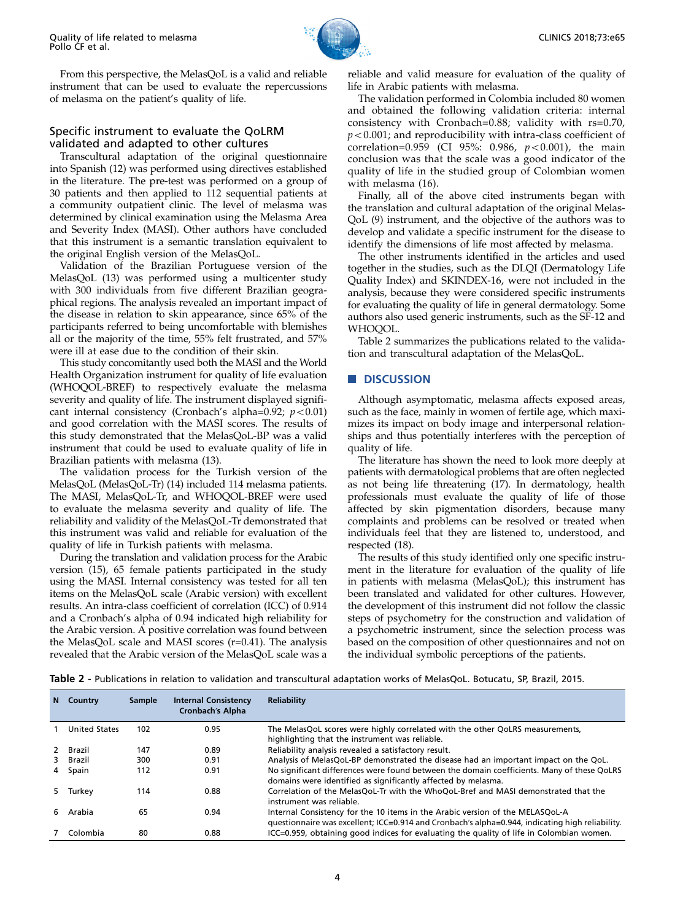From this perspective, the MelasQoL is a valid and reliable instrument that can be used to evaluate the repercussions of melasma on the patient's quality of life.

### Specific instrument to evaluate the QoLRM validated and adapted to other cultures

Transcultural adaptation of the original questionnaire into Spanish (12) was performed using directives established in the literature. The pre-test was performed on a group of 30 patients and then applied to 112 sequential patients at a community outpatient clinic. The level of melasma was determined by clinical examination using the Melasma Area and Severity Index (MASI). Other authors have concluded that this instrument is a semantic translation equivalent to the original English version of the MelasQoL.

Validation of the Brazilian Portuguese version of the MelasQoL (13) was performed using a multicenter study with 300 individuals from five different Brazilian geographical regions. The analysis revealed an important impact of the disease in relation to skin appearance, since 65% of the participants referred to being uncomfortable with blemishes all or the majority of the time, 55% felt frustrated, and 57% were ill at ease due to the condition of their skin.

This study concomitantly used both the MASI and the World Health Organization instrument for quality of life evaluation (WHOQOL-BREF) to respectively evaluate the melasma severity and quality of life. The instrument displayed significant internal consistency (Cronbach's alpha=0.92; $p<0.01$) and good correlation with the MASI scores. The results of this study demonstrated that the MelasQoL-BP was a valid instrument that could be used to evaluate quality of life in Brazilian patients with melasma (13).

The validation process for the Turkish version of the MelasQoL (MelasQoL-Tr) (14) included 114 melasma patients. The MASI, MelasQoL-Tr, and WHOQOL-BREF were used to evaluate the melasma severity and quality of life. The reliability and validity of the MelasQoL-Tr demonstrated that this instrument was valid and reliable for evaluation of the quality of life in Turkish patients with melasma.

During the translation and validation process for the Arabic version (15), 65 female patients participated in the study using the MASI. Internal consistency was tested for all ten items on the MelasQoL scale (Arabic version) with excellent results. An intra-class coefficient of correlation (ICC) of 0.914 and a Cronbach's alpha of 0.94 indicated high reliability for the Arabic version. A positive correlation was found between the MelasQoL scale and MASI scores (r=0.41). The analysis revealed that the Arabic version of the MelasQoL scale was a reliable and valid measure for evaluation of the quality of life in Arabic patients with melasma.

The validation performed in Colombia included 80 women and obtained the following validation criteria: internal consistency with Cronbach=0.88; validity with rs=0.70, $p<0.001$; and reproducibility with intra-class coefficient of correlation=0.959 (CI 95%: 0.986, $p<0.001$), the main conclusion was that the scale was a good indicator of the quality of life in the studied group of Colombian women with melasma (16).

Finally, all of the above cited instruments began with the translation and cultural adaptation of the original MelasQoL (9) instrument, and the objective of the authors was to develop and validate a specific instrument for the disease to identify the dimensions of life most affected by melasma.

The other instruments identified in the articles and used together in the studies, such as the DLQI (Dermatology Life Quality Index) and SKINDEX-16, were not included in the analysis, because they were considered specific instruments for evaluating the quality of life in general dermatology. Some authors also used generic instruments, such as the SF-12 and WHOQOL.

Table 2 summarizes the publications related to the validation and transcultural adaptation of the MelasQoL.

## DISCUSSION

Although asymptomatic, melasma affects exposed areas, such as the face, mainly in women of fertile age, which maximizes its impact on body image and interpersonal relationships and thus potentially interferes with the perception of quality of life.

The literature has shown the need to look more deeply at patients with dermatological problems that are often neglected as not being life threatening (17). In dermatology, health professionals must evaluate the quality of life of those affected by skin pigmentation disorders, because many complaints and problems can be resolved or treated when individuals feel that they are listened to, understood, and respected (18).

The results of this study identified only one specific instrument in the literature for evaluation of the quality of life in patients with melasma (MelasQoL); this instrument has been translated and validated for other cultures. However, the development of this instrument did not follow the classic steps of psychometry for the construction and validation of a psychometric instrument, since the selection process was based on the composition of other questionnaires and not on the individual symbolic perceptions of the patients.

**Table 2** - Publications in relation to validation and transcultural adaptation works of MelasQoL. Botucatu, SP, Brazil, 2015.

| N | Country | Sample | Internal Consistency Cronbach's Alpha | Reliability |
|---|---|---|---|---|
| 1 | United States | 102 | 0.95 | The MelasQoL scores were highly correlated with the other QoLRS measurements, highlighting that the instrument was reliable. |
| 2 | Brazil | 147 | 0.89 | Reliability analysis revealed a satisfactory result. |
| 3 | Brazil | 300 | 0.91 | Analysis of MelasQoL-BP demonstrated the disease had an important impact on the QoL. |
| 4 | Spain | 112 | 0.91 | No significant differences were found between the domain coefficients. Many of these QoLRS domains were identified as significantly affected by melasma. |
| 5 | Turkey | 114 | 0.88 | Correlation of the MelasQoL-Tr with the WhoQoL-Bref and MASI demonstrated that the instrument was reliable. |
| 6 | Arabia | 65 | 0.94 | Internal Consistency for the 10 items in the Arabic version of the MELASQoL-A questionnaire was excellent; ICC=0.914 and Cronbach's alpha=0.944, indicating high reliability. |
| 7 | Colombia | 80 | 0.88 | ICC=0.959, obtaining good indices for evaluating the quality of life in Colombian women. |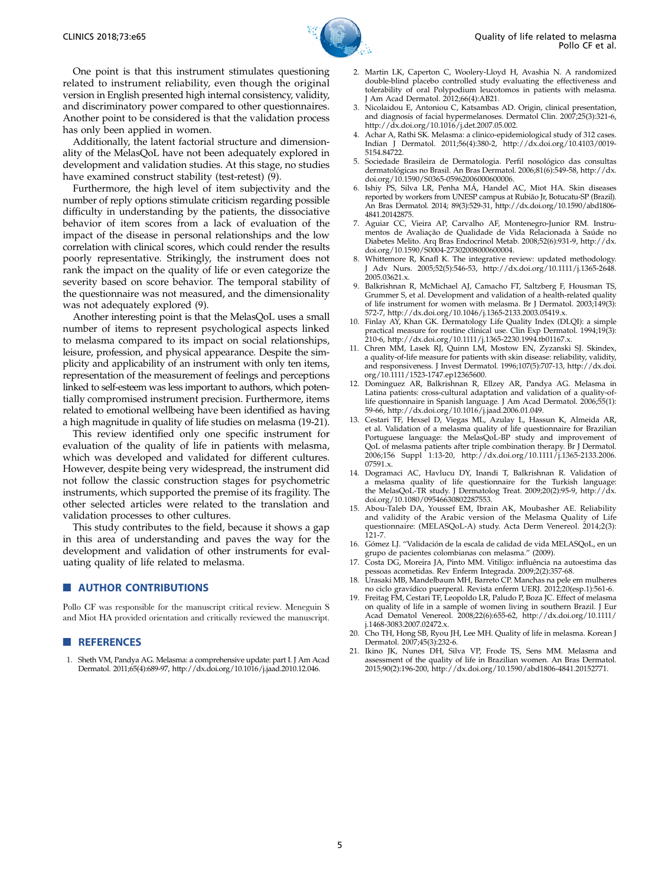One point is that this instrument stimulates questioning related to instrument reliability, even though the original version in English presented high internal consistency, validity, and discriminatory power compared to other questionnaires. Another point to be considered is that the validation process has only been applied in women.

Additionally, the latent factorial structure and dimensionality of the MelasQoL have not been adequately explored in development and validation studies. At this stage, no studies have examined construct stability (test-retest) (9).

Furthermore, the high level of item subjectivity and the number of reply options stimulate criticism regarding possible difficulty in understanding by the patients, the dissociative behavior of item scores from a lack of evaluation of the impact of the disease in personal relationships and the low correlation with clinical scores, which could render the results poorly representative. Strikingly, the instrument does not rank the impact on the quality of life or even categorize the severity based on score behavior. The temporal stability of the questionnaire was not measured, and the dimensionality was not adequately explored (9).

Another interesting point is that the MelasQoL uses a small number of items to represent psychological aspects linked to melasma compared to its impact on social relationships, leisure, profession, and physical appearance. Despite the simplicity and applicability of an instrument with only ten items, representation of the measurement of feelings and perceptions linked to self-esteem was less important to authors, which potentially compromised instrument precision. Furthermore, items related to emotional wellbeing have been identified as having a high magnitude in quality of life studies on melasma (19-21).

This review identified only one specific instrument for evaluation of the quality of life in patients with melasma, which was developed and validated for different cultures. However, despite being very widespread, the instrument did not follow the classic construction stages for psychometric instruments, which supported the premise of its fragility. The other selected articles were related to the translation and validation processes to other cultures.

This study contributes to the field, because it shows a gap in this area of understanding and paves the way for the development and validation of other instruments for evaluating quality of life related to melasma.

## AUTHOR CONTRIBUTIONS

Pollo CF was responsible for the manuscript critical review. Meneguin S and Miot HA provided orientation and critically reviewed the manuscript.

## REFERENCES

1. Sheth VM, Pandya AG. Melasma: a comprehensive update: part I. J Am Acad Dermatol. 2011;65(4):689-97, http://dx.doi.org/10.1016/j.jaad.2010.12.046.
2. Martin LK, Caperton C, Woolery-Lloyd H, Avashia N. A randomized double-blind placebo controlled study evaluating the effectiveness and tolerability of oral Polypodium leucotomos in patients with melasma. J Am Acad Dermatol. 2012;66(4):AB21.
3. Nicolaidou E, Antoniou C, Katsambas AD. Origin, clinical presentation, and diagnosis of facial hypermelanoses. Dermatol Clin. 2007;25(3):321-6, http://dx.doi.org/10.1016/j.det.2007.05.002.
4. Achar A, Rathi SK. Melasma: a clinico-epidemiological study of 312 cases. Indian J Dermatol. 2011;56(4):380-2, http://dx.doi.org/10.4103/0019-5154.84722.
5. Sociedade Brasileira de Dermatologia. Perfil nosológico das consultas dermatológicas no Brasil. An Bras Dermatol. 2006;81(6):549-58, http://dx.doi.org/10.1590/S0365-05962006000600006.
6. Ishiy PS, Silva LR, Penha MÁ, Handel AC, Miot HA. Skin diseases reported by workers from UNESP campus at Rubião Jr, Botucatu-SP (Brazil). An Bras Dermatol. 2014; 89(3):529-31, http://dx.doi.org/10.1590/abd1806-4841.20142875.
7. Aguiar CC, Vieira AP, Carvalho AF, Montenegro-Junior RM. Instrumentos de Avaliação de Qualidade de Vida Relacionada à Saúde no Diabetes Melito. Arq Bras Endocrinol Metab. 2008;52(6):931-9, http://dx.doi.org/10.1590/S0004-27302008000600004.
8. Whittemore R, Knafl K. The integrative review: updated methodology. J Adv Nurs. 2005;52(5):546-53, http://dx.doi.org/10.1111/j.1365-2648.2005.03621.x.
9. Balkrishnan R, McMichael AJ, Camacho FT, Saltzberg F, Housman TS, Grummer S, et al. Development and validation of a health-related quality of life instrument for women with melasma. Br J Dermatol. 2003;149(3):572-7, http://dx.doi.org/10.1046/j.1365-2133.2003.05419.x.
10. Finlay AY, Khan GK. Dermatology Life Quality Index (DLQI): a simple practical measure for routine clinical use. Clin Exp Dermatol. 1994;19(3):210-6, http://dx.doi.org/10.1111/j.1365-2230.1994.tb01167.x.
11. Chren MM, Lasek RJ, Quinn LM, Mostow EN, Zyzanski SJ. Skindex, a quality-of-life measure for patients with skin disease: reliability, validity, and responsiveness. J Invest Dermatol. 1996;107(5):707-13, http://dx.doi.org/10.1111/1523-1747.ep12365600.
12. Dominguez AR, Balkrishnan R, Ellzey AR, Pandya AG. Melasma in Latina patients: cross-cultural adaptation and validation of a quality-of-life questionnaire in Spanish language. J Am Acad Dermatol. 2006;55(1):59-66, http://dx.doi.org/10.1016/j.jaad.2006.01.049.
13. Cestari TF, Hexsel D, Viegas ML, Azulay L, Hassun K, Almeida AR, et al. Validation of a melasma quality of life questionnaire for Brazilian Portuguese language: the MelasQoL-BP study and improvement of QoL of melasma patients after triple combination therapy. Br J Dermatol. 2006;156 Suppl 1:13-20, http://dx.doi.org/10.1111/j.1365-2133.2006.07591.x.
14. Dogramaci AC, Havlucu DY, Inandi T, Balkrishnan R. Validation of a melasma quality of life questionnaire for the Turkish language: the MelasQoL-TR study. J Dermatolog Treat. 2009;20(2):95-9, http://dx.doi.org/10.1080/09546630802287553.
15. Abou-Taleb DA, Youssef EM, Ibrain AK, Moubasher AE. Reliability and validity of the Arabic version of the Melasma Quality of Life questionnaire: (MELASQoL-A) study. Acta Derm Venereol. 2014;2(3):121-7.
16. Gómez LJ. "Validación de la escala de calidad de vida MELASQoL, en un grupo de pacientes colombianas con melasma." (2009).
17. Costa DG, Moreira JA, Pinto MM. Vitiligo: influência na autoestima das pessoas acometidas. Rev Enferm Integrada. 2009;2(2):357-68.
18. Urasaki MB, Mandelbaum MH, Barreto CP. Manchas na pele em mulheres no ciclo gravídico puerperal. Revista enferm UERJ. 2012;20(esp.1):561-6.
19. Freitag FM, Cestari TF, Leopoldo LR, Paludo P, Boza JC. Effect of melasma on quality of life in a sample of women living in southern Brazil. J Eur Acad Dermatol Venereol. 2008;22(6):655-62, http://dx.doi.org/10.1111/j.1468-3083.2007.02472.x.
20. Cho TH, Hong SB, Ryou JH, Lee MH. Quality of life in melasma. Korean J Dermatol. 2007;45(3):232-6.
21. Ikino JK, Nunes DH, Silva VP, Frode TS, Sens MM. Melasma and assessment of the quality of life in Brazilian women. An Bras Dermatol. 2015;90(2):196-200, http://dx.doi.org/10.1590/abd1806-4841.20152771.